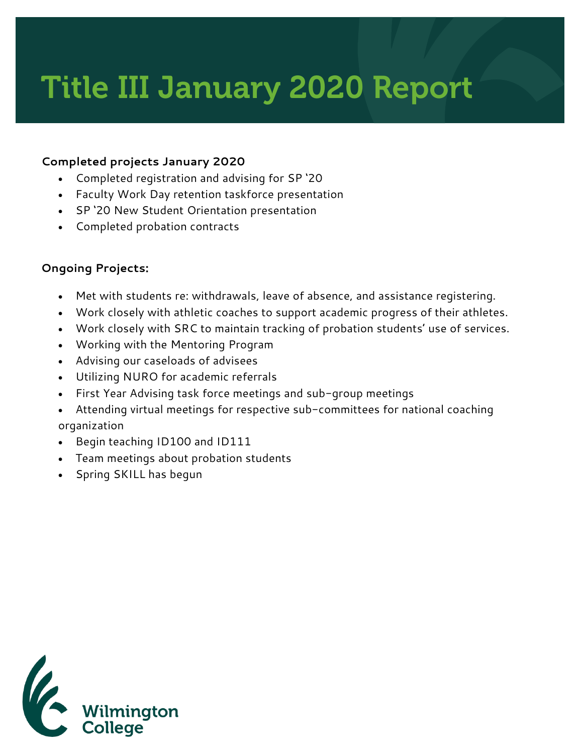# Title III January 2020 Report

**Completed projects January 2020**

- Completed registration and advising for SP '20
- Faculty Work Day retention taskforce presentation
- SP '20 New Student Orientation presentation
- Completed probation contracts

**Ongoing Projects:**

- Met with students re: withdrawals, leave of absence, and assistance registering.
- Work closely with athletic coaches to support academic progress of their athletes.
- Work closely with SRC to maintain tracking of probation students' use of services.
- Working with the Mentoring Program
- Advising our caseloads of advisees
- Utilizing NURO for academic referrals
- First Year Advising task force meetings and sub-group meetings
- Attending virtual meetings for respective sub-committees for national coaching organization
- Begin teaching ID100 and ID111
- Team meetings about probation students
- Spring SKILL has begun

Wilmington College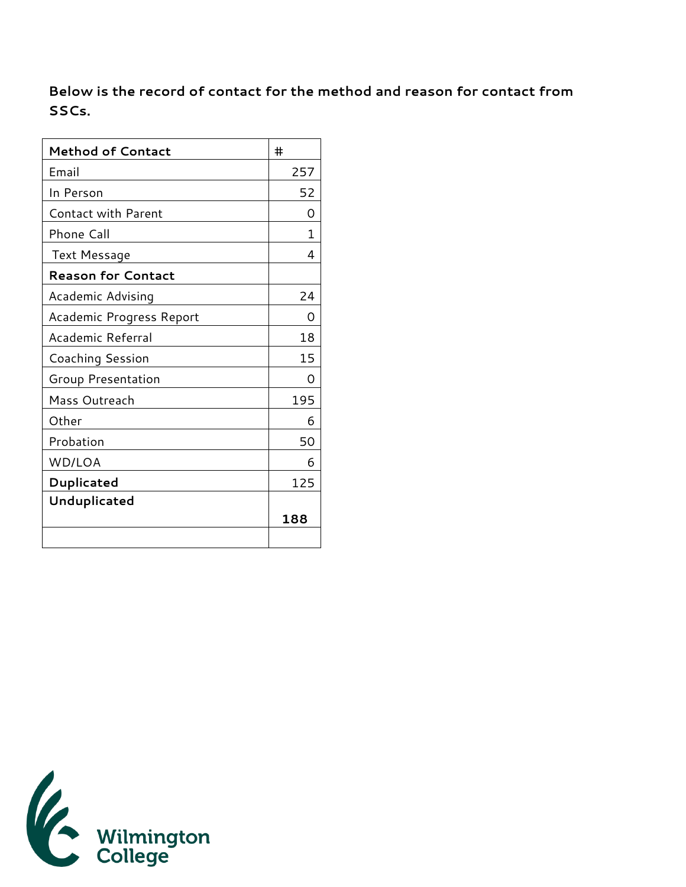**Below is the record of contact for the method and reason for contact from SSCs.**

| **Method of Contact** | # |
|---|---|
| Email | 257 |
| In Person | 52 |
| Contact with Parent | 0 |
| Phone Call | 1 |
| Text Message | 4 |
| **Reason for Contact** | |
| Academic Advising | 24 |
| Academic Progress Report | 0 |
| Academic Referral | 18 |
| Coaching Session | 15 |
| Group Presentation | 0 |
| Mass Outreach | 195 |
| Other | 6 |
| Probation | 50 |
| WD/LOA | 6 |
| **Duplicated** | 125 |
| **Unduplicated** | **188** |
| | |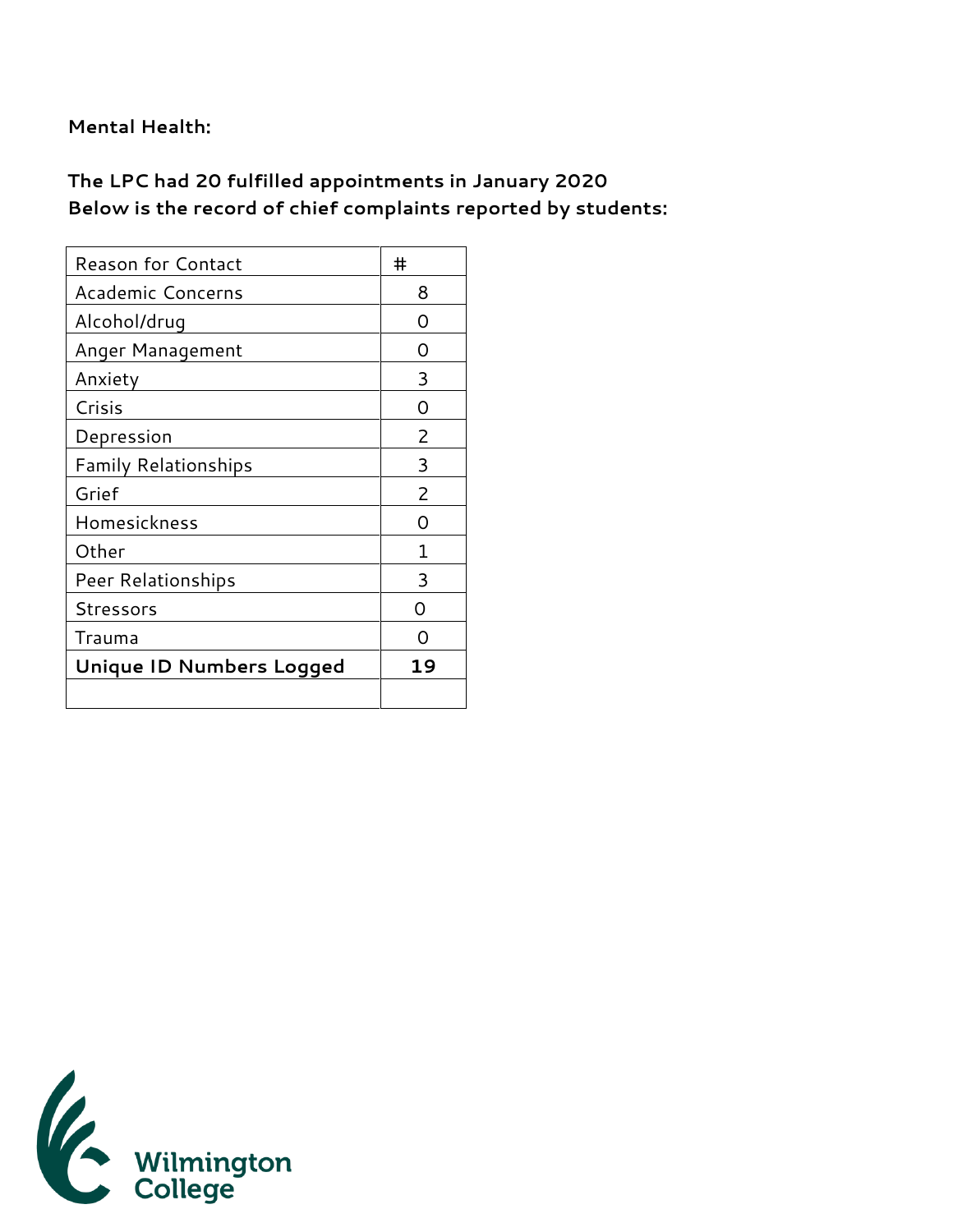**Mental Health:**

**The LPC had 20 fulfilled appointments in January 2020**
**Below is the record of chief complaints reported by students:**

| Reason for Contact | # |
|---|---|
| Academic Concerns | 8 |
| Alcohol/drug | 0 |
| Anger Management | 0 |
| Anxiety | 3 |
| Crisis | 0 |
| Depression | 2 |
| Family Relationships | 3 |
| Grief | 2 |
| Homesickness | 0 |
| Other | 1 |
| Peer Relationships | 3 |
| Stressors | 0 |
| Trauma | 0 |
| **Unique ID Numbers Logged** | **19** |
| | |